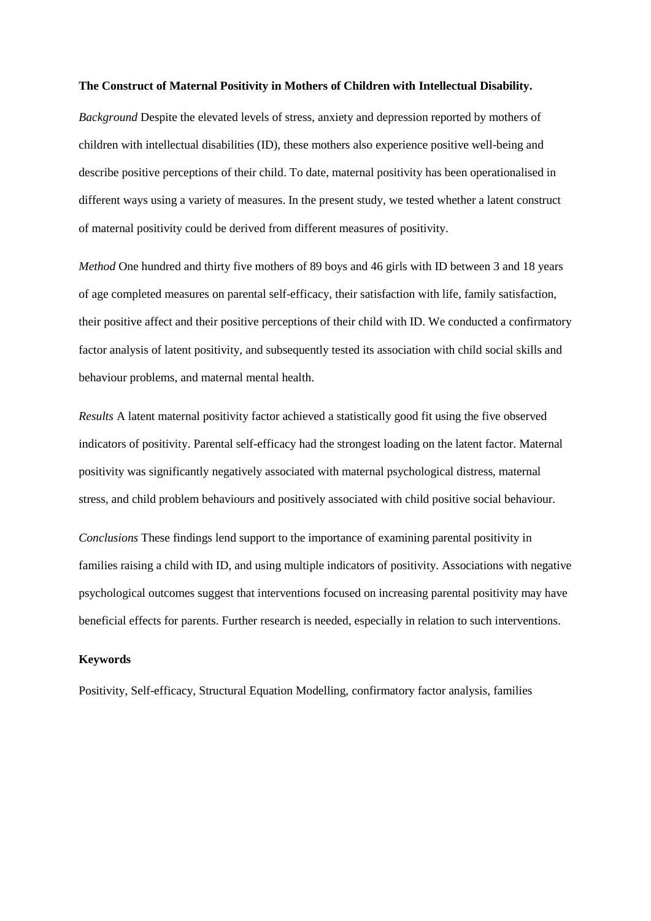**The Construct of Maternal Positivity in Mothers of Children with Intellectual Disability.**

*Background* Despite the elevated levels of stress, anxiety and depression reported by mothers of children with intellectual disabilities (ID), these mothers also experience positive well-being and describe positive perceptions of their child. To date, maternal positivity has been operationalised in different ways using a variety of measures. In the present study, we tested whether a latent construct of maternal positivity could be derived from different measures of positivity.

*Method* One hundred and thirty five mothers of 89 boys and 46 girls with ID between 3 and 18 years of age completed measures on parental self-efficacy, their satisfaction with life, family satisfaction, their positive affect and their positive perceptions of their child with ID. We conducted a confirmatory factor analysis of latent positivity, and subsequently tested its association with child social skills and behaviour problems, and maternal mental health.

*Results* A latent maternal positivity factor achieved a statistically good fit using the five observed indicators of positivity. Parental self-efficacy had the strongest loading on the latent factor. Maternal positivity was significantly negatively associated with maternal psychological distress, maternal stress, and child problem behaviours and positively associated with child positive social behaviour.

*Conclusions* These findings lend support to the importance of examining parental positivity in families raising a child with ID, and using multiple indicators of positivity. Associations with negative psychological outcomes suggest that interventions focused on increasing parental positivity may have beneficial effects for parents. Further research is needed, especially in relation to such interventions.

**Keywords**

Positivity, Self-efficacy, Structural Equation Modelling, confirmatory factor analysis, families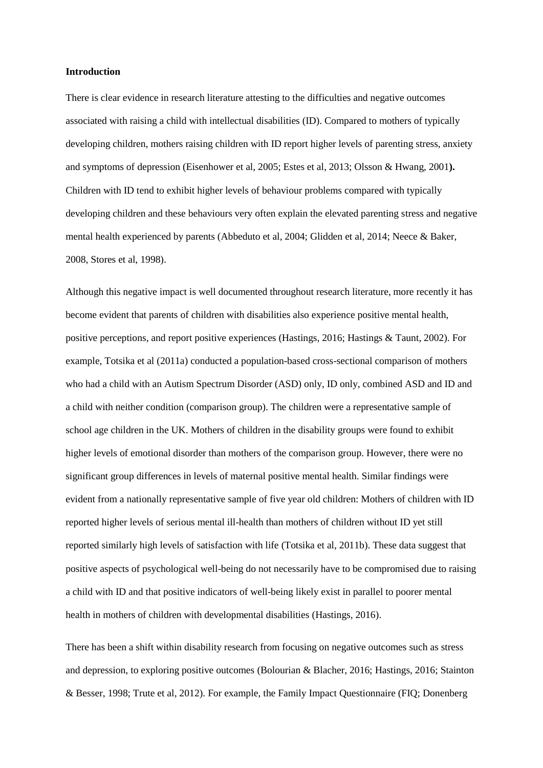**Introduction**

There is clear evidence in research literature attesting to the difficulties and negative outcomes associated with raising a child with intellectual disabilities (ID). Compared to mothers of typically developing children, mothers raising children with ID report higher levels of parenting stress, anxiety and symptoms of depression (Eisenhower et al, 2005; Estes et al, 2013; Olsson & Hwang, 2001**).** Children with ID tend to exhibit higher levels of behaviour problems compared with typically developing children and these behaviours very often explain the elevated parenting stress and negative mental health experienced by parents (Abbeduto et al, 2004; Glidden et al, 2014; Neece & Baker, 2008, Stores et al, 1998).

Although this negative impact is well documented throughout research literature, more recently it has become evident that parents of children with disabilities also experience positive mental health, positive perceptions, and report positive experiences (Hastings, 2016; Hastings & Taunt, 2002). For example, Totsika et al (2011a) conducted a population-based cross-sectional comparison of mothers who had a child with an Autism Spectrum Disorder (ASD) only, ID only, combined ASD and ID and a child with neither condition (comparison group). The children were a representative sample of school age children in the UK. Mothers of children in the disability groups were found to exhibit higher levels of emotional disorder than mothers of the comparison group. However, there were no significant group differences in levels of maternal positive mental health. Similar findings were evident from a nationally representative sample of five year old children: Mothers of children with ID reported higher levels of serious mental ill-health than mothers of children without ID yet still reported similarly high levels of satisfaction with life (Totsika et al, 2011b). These data suggest that positive aspects of psychological well-being do not necessarily have to be compromised due to raising a child with ID and that positive indicators of well-being likely exist in parallel to poorer mental health in mothers of children with developmental disabilities (Hastings, 2016).

There has been a shift within disability research from focusing on negative outcomes such as stress and depression, to exploring positive outcomes (Bolourian & Blacher, 2016; Hastings, 2016; Stainton & Besser, 1998; Trute et al, 2012). For example, the Family Impact Questionnaire (FIQ; Donenberg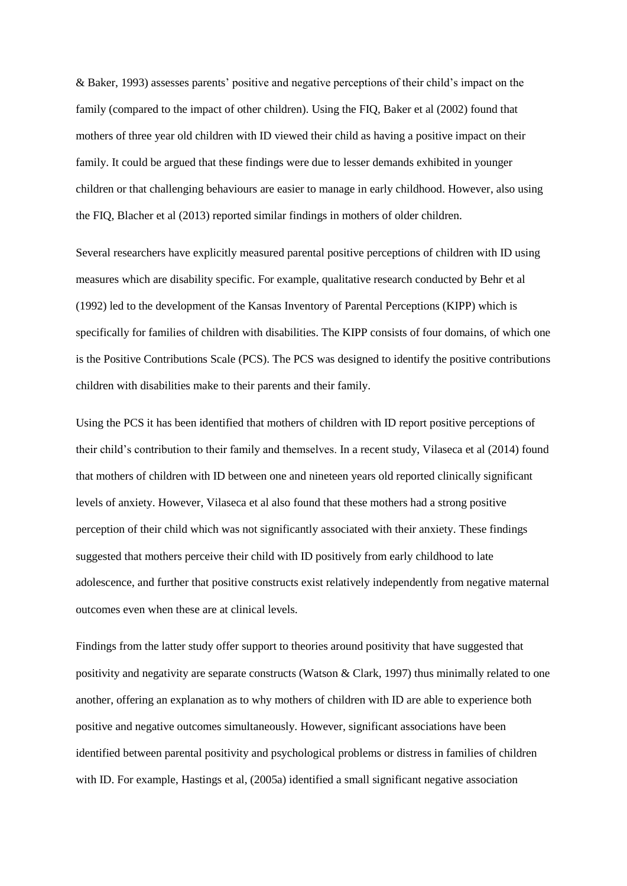& Baker, 1993) assesses parents' positive and negative perceptions of their child's impact on the family (compared to the impact of other children). Using the FIQ, Baker et al (2002) found that mothers of three year old children with ID viewed their child as having a positive impact on their family. It could be argued that these findings were due to lesser demands exhibited in younger children or that challenging behaviours are easier to manage in early childhood. However, also using the FIQ, Blacher et al (2013) reported similar findings in mothers of older children.

Several researchers have explicitly measured parental positive perceptions of children with ID using measures which are disability specific. For example, qualitative research conducted by Behr et al (1992) led to the development of the Kansas Inventory of Parental Perceptions (KIPP) which is specifically for families of children with disabilities. The KIPP consists of four domains, of which one is the Positive Contributions Scale (PCS). The PCS was designed to identify the positive contributions children with disabilities make to their parents and their family.

Using the PCS it has been identified that mothers of children with ID report positive perceptions of their child's contribution to their family and themselves. In a recent study, Vilaseca et al (2014) found that mothers of children with ID between one and nineteen years old reported clinically significant levels of anxiety. However, Vilaseca et al also found that these mothers had a strong positive perception of their child which was not significantly associated with their anxiety. These findings suggested that mothers perceive their child with ID positively from early childhood to late adolescence, and further that positive constructs exist relatively independently from negative maternal outcomes even when these are at clinical levels.

Findings from the latter study offer support to theories around positivity that have suggested that positivity and negativity are separate constructs (Watson & Clark, 1997) thus minimally related to one another, offering an explanation as to why mothers of children with ID are able to experience both positive and negative outcomes simultaneously. However, significant associations have been identified between parental positivity and psychological problems or distress in families of children with ID. For example, Hastings et al, (2005a) identified a small significant negative association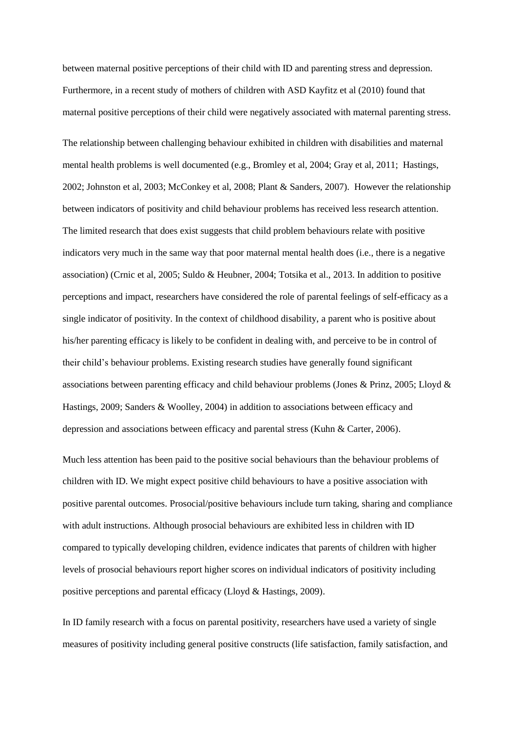between maternal positive perceptions of their child with ID and parenting stress and depression. Furthermore, in a recent study of mothers of children with ASD Kayfitz et al (2010) found that maternal positive perceptions of their child were negatively associated with maternal parenting stress.

The relationship between challenging behaviour exhibited in children with disabilities and maternal mental health problems is well documented (e.g., Bromley et al, 2004; Gray et al, 2011; Hastings, 2002; Johnston et al, 2003; McConkey et al, 2008; Plant & Sanders, 2007). However the relationship between indicators of positivity and child behaviour problems has received less research attention. The limited research that does exist suggests that child problem behaviours relate with positive indicators very much in the same way that poor maternal mental health does (i.e., there is a negative association) (Crnic et al, 2005; Suldo & Heubner, 2004; Totsika et al., 2013. In addition to positive perceptions and impact, researchers have considered the role of parental feelings of self-efficacy as a single indicator of positivity. In the context of childhood disability, a parent who is positive about his/her parenting efficacy is likely to be confident in dealing with, and perceive to be in control of their child's behaviour problems. Existing research studies have generally found significant associations between parenting efficacy and child behaviour problems (Jones & Prinz, 2005; Lloyd & Hastings, 2009; Sanders & Woolley, 2004) in addition to associations between efficacy and depression and associations between efficacy and parental stress (Kuhn & Carter, 2006).

Much less attention has been paid to the positive social behaviours than the behaviour problems of children with ID. We might expect positive child behaviours to have a positive association with positive parental outcomes. Prosocial/positive behaviours include turn taking, sharing and compliance with adult instructions. Although prosocial behaviours are exhibited less in children with ID compared to typically developing children, evidence indicates that parents of children with higher levels of prosocial behaviours report higher scores on individual indicators of positivity including positive perceptions and parental efficacy (Lloyd & Hastings, 2009).

In ID family research with a focus on parental positivity, researchers have used a variety of single measures of positivity including general positive constructs (life satisfaction, family satisfaction, and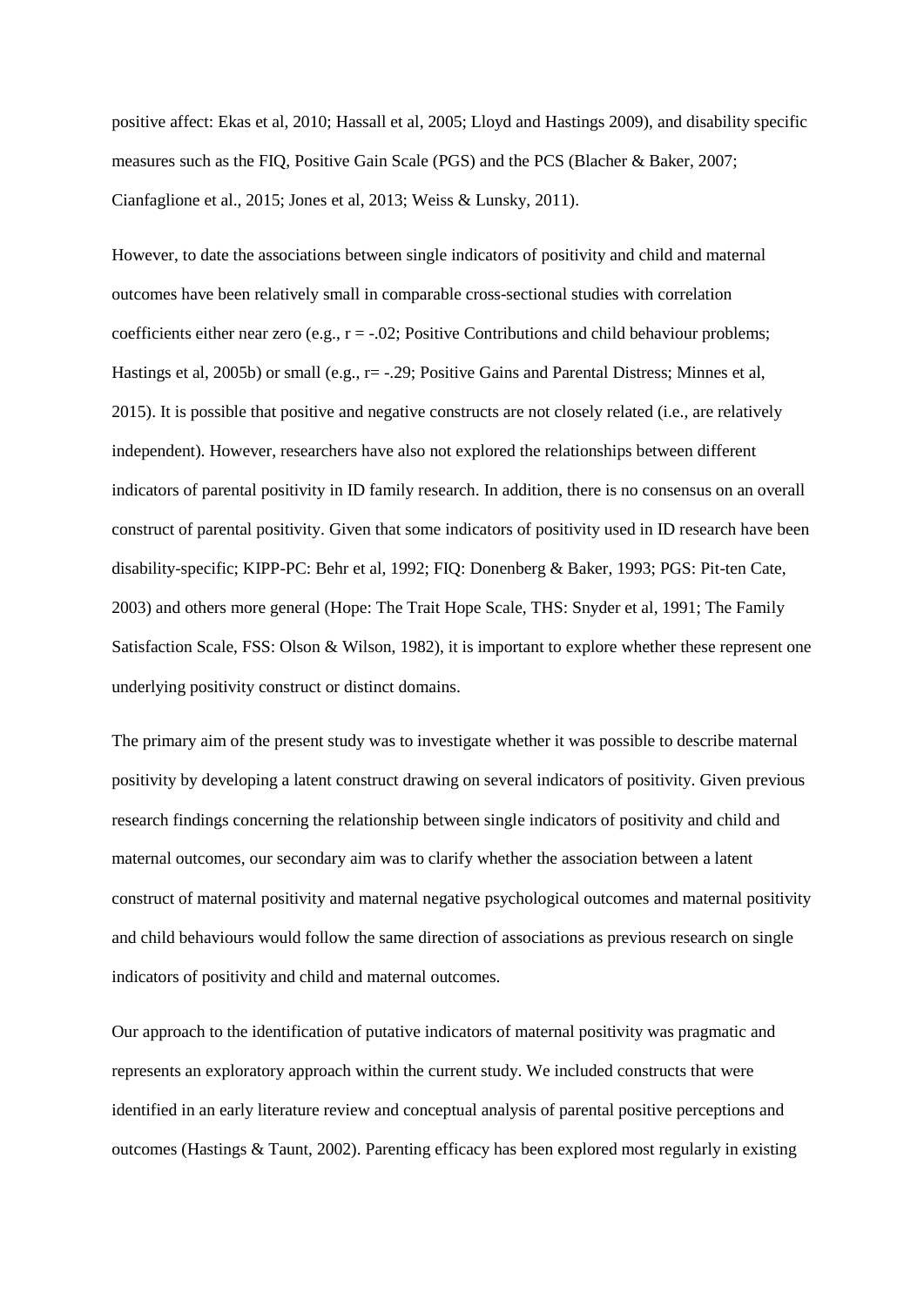positive affect: Ekas et al, 2010; Hassall et al, 2005; Lloyd and Hastings 2009), and disability specific measures such as the FIQ, Positive Gain Scale (PGS) and the PCS (Blacher & Baker, 2007; Cianfaglione et al., 2015; Jones et al, 2013; Weiss & Lunsky, 2011).

However, to date the associations between single indicators of positivity and child and maternal outcomes have been relatively small in comparable cross-sectional studies with correlation coefficients either near zero (e.g., $r = -.02$; Positive Contributions and child behaviour problems; Hastings et al, 2005b) or small (e.g., $r= -.29$; Positive Gains and Parental Distress; Minnes et al, 2015). It is possible that positive and negative constructs are not closely related (i.e., are relatively independent). However, researchers have also not explored the relationships between different indicators of parental positivity in ID family research. In addition, there is no consensus on an overall construct of parental positivity. Given that some indicators of positivity used in ID research have been disability-specific; KIPP-PC: Behr et al, 1992; FIQ: Donenberg & Baker, 1993; PGS: Pit-ten Cate, 2003) and others more general (Hope: The Trait Hope Scale, THS: Snyder et al, 1991; The Family Satisfaction Scale, FSS: Olson & Wilson, 1982), it is important to explore whether these represent one underlying positivity construct or distinct domains.

The primary aim of the present study was to investigate whether it was possible to describe maternal positivity by developing a latent construct drawing on several indicators of positivity. Given previous research findings concerning the relationship between single indicators of positivity and child and maternal outcomes, our secondary aim was to clarify whether the association between a latent construct of maternal positivity and maternal negative psychological outcomes and maternal positivity and child behaviours would follow the same direction of associations as previous research on single indicators of positivity and child and maternal outcomes.

Our approach to the identification of putative indicators of maternal positivity was pragmatic and represents an exploratory approach within the current study. We included constructs that were identified in an early literature review and conceptual analysis of parental positive perceptions and outcomes (Hastings & Taunt, 2002). Parenting efficacy has been explored most regularly in existing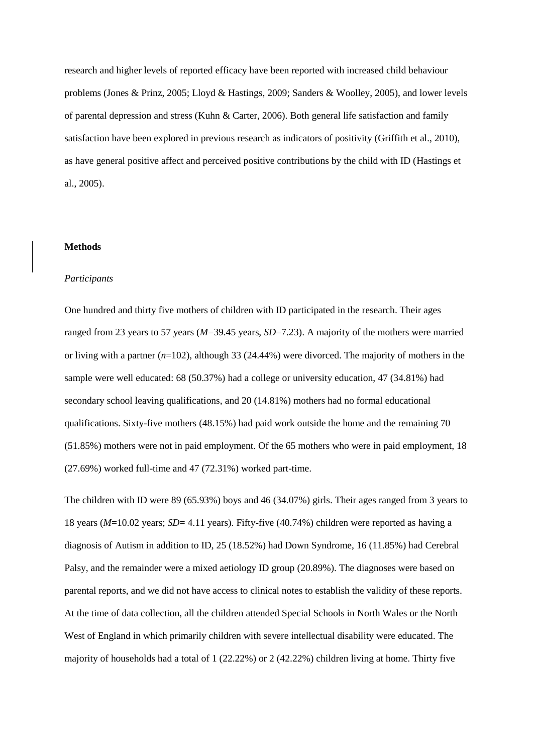research and higher levels of reported efficacy have been reported with increased child behaviour problems (Jones & Prinz, 2005; Lloyd & Hastings, 2009; Sanders & Woolley, 2005), and lower levels of parental depression and stress (Kuhn & Carter, 2006). Both general life satisfaction and family satisfaction have been explored in previous research as indicators of positivity (Griffith et al., 2010), as have general positive affect and perceived positive contributions by the child with ID (Hastings et al., 2005).

## Methods

### *Participants*

One hundred and thirty five mothers of children with ID participated in the research. Their ages ranged from 23 years to 57 years (*M*=39.45 years, *SD*=7.23). A majority of the mothers were married or living with a partner (*n*=102), although 33 (24.44%) were divorced. The majority of mothers in the sample were well educated: 68 (50.37%) had a college or university education, 47 (34.81%) had secondary school leaving qualifications, and 20 (14.81%) mothers had no formal educational qualifications. Sixty-five mothers (48.15%) had paid work outside the home and the remaining 70 (51.85%) mothers were not in paid employment. Of the 65 mothers who were in paid employment, 18 (27.69%) worked full-time and 47 (72.31%) worked part-time.

The children with ID were 89 (65.93%) boys and 46 (34.07%) girls. Their ages ranged from 3 years to 18 years (*M*=10.02 years; *SD*= 4.11 years). Fifty-five (40.74%) children were reported as having a diagnosis of Autism in addition to ID, 25 (18.52%) had Down Syndrome, 16 (11.85%) had Cerebral Palsy, and the remainder were a mixed aetiology ID group (20.89%). The diagnoses were based on parental reports, and we did not have access to clinical notes to establish the validity of these reports. At the time of data collection, all the children attended Special Schools in North Wales or the North West of England in which primarily children with severe intellectual disability were educated. The majority of households had a total of 1 (22.22%) or 2 (42.22%) children living at home. Thirty five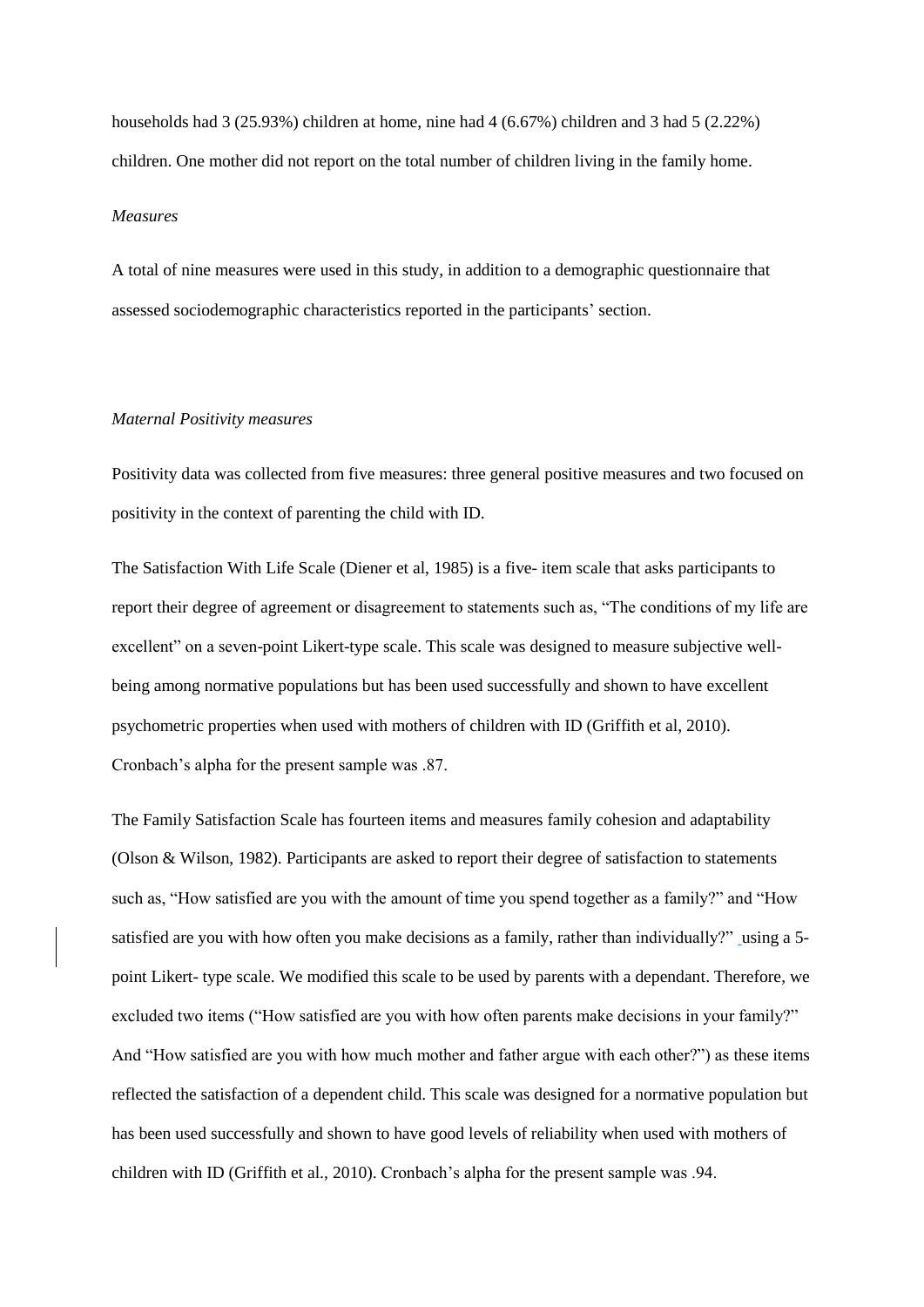households had 3 (25.93%) children at home, nine had 4 (6.67%) children and 3 had 5 (2.22%) children. One mother did not report on the total number of children living in the family home.

*Measures*

A total of nine measures were used in this study, in addition to a demographic questionnaire that assessed sociodemographic characteristics reported in the participants' section.

*Maternal Positivity measures*

Positivity data was collected from five measures: three general positive measures and two focused on positivity in the context of parenting the child with ID.

The Satisfaction With Life Scale (Diener et al, 1985) is a five- item scale that asks participants to report their degree of agreement or disagreement to statements such as, "The conditions of my life are excellent" on a seven-point Likert-type scale. This scale was designed to measure subjective well-being among normative populations but has been used successfully and shown to have excellent psychometric properties when used with mothers of children with ID (Griffith et al, 2010). Cronbach's alpha for the present sample was .87.

The Family Satisfaction Scale has fourteen items and measures family cohesion and adaptability (Olson & Wilson, 1982). Participants are asked to report their degree of satisfaction to statements such as, "How satisfied are you with the amount of time you spend together as a family?" and "How satisfied are you with how often you make decisions as a family, rather than individually?" using a 5-point Likert- type scale. We modified this scale to be used by parents with a dependant. Therefore, we excluded two items ("How satisfied are you with how often parents make decisions in your family?" And "How satisfied are you with how much mother and father argue with each other?") as these items reflected the satisfaction of a dependent child. This scale was designed for a normative population but has been used successfully and shown to have good levels of reliability when used with mothers of children with ID (Griffith et al., 2010). Cronbach's alpha for the present sample was .94.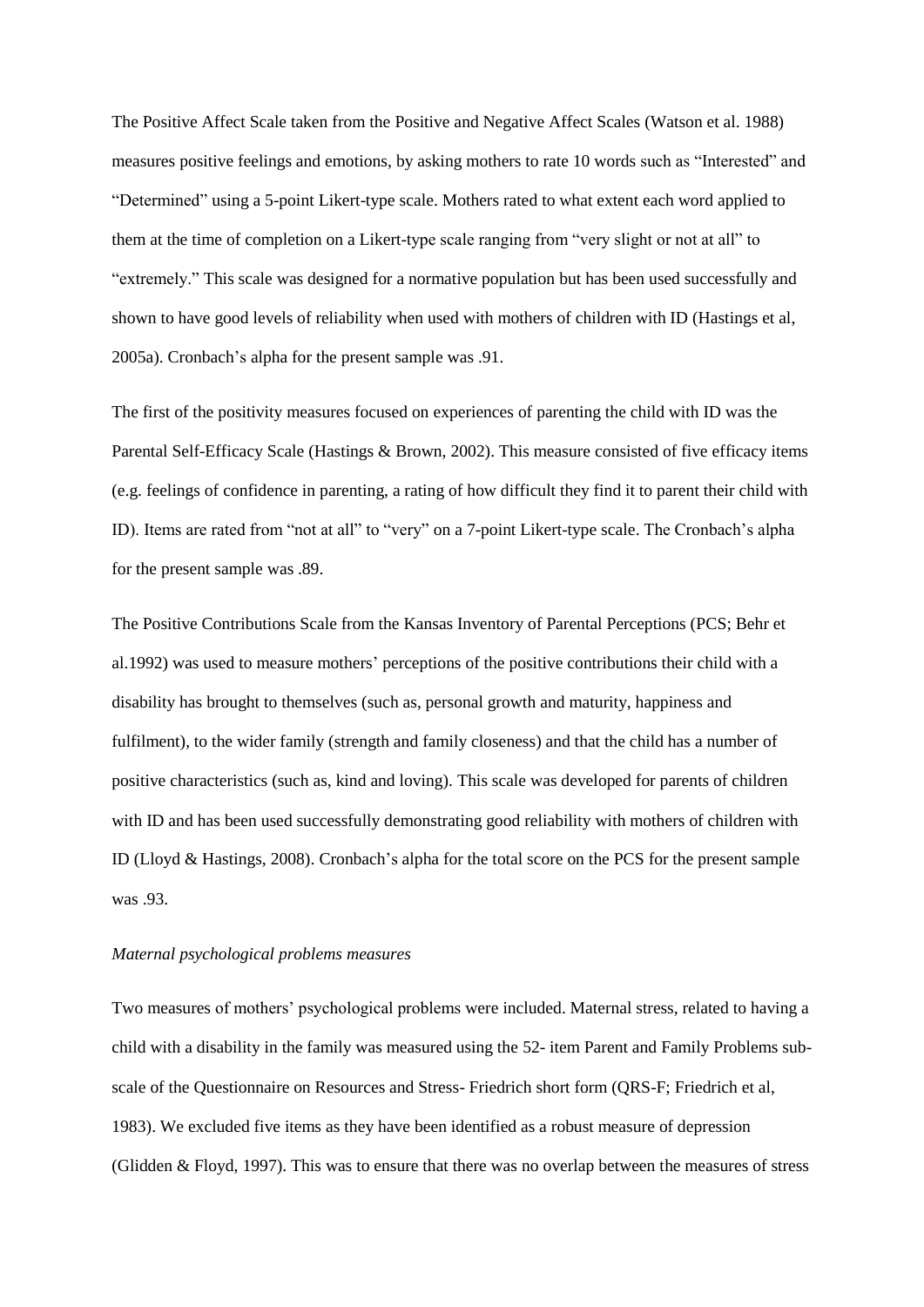The Positive Affect Scale taken from the Positive and Negative Affect Scales (Watson et al. 1988) measures positive feelings and emotions, by asking mothers to rate 10 words such as "Interested" and "Determined" using a 5-point Likert-type scale. Mothers rated to what extent each word applied to them at the time of completion on a Likert-type scale ranging from "very slight or not at all" to "extremely." This scale was designed for a normative population but has been used successfully and shown to have good levels of reliability when used with mothers of children with ID (Hastings et al, 2005a). Cronbach's alpha for the present sample was .91.

The first of the positivity measures focused on experiences of parenting the child with ID was the Parental Self-Efficacy Scale (Hastings & Brown, 2002). This measure consisted of five efficacy items (e.g. feelings of confidence in parenting, a rating of how difficult they find it to parent their child with ID). Items are rated from "not at all" to "very" on a 7-point Likert-type scale. The Cronbach's alpha for the present sample was .89.

The Positive Contributions Scale from the Kansas Inventory of Parental Perceptions (PCS; Behr et al.1992) was used to measure mothers' perceptions of the positive contributions their child with a disability has brought to themselves (such as, personal growth and maturity, happiness and fulfilment), to the wider family (strength and family closeness) and that the child has a number of positive characteristics (such as, kind and loving). This scale was developed for parents of children with ID and has been used successfully demonstrating good reliability with mothers of children with ID (Lloyd & Hastings, 2008). Cronbach's alpha for the total score on the PCS for the present sample was .93.

*Maternal psychological problems measures*

Two measures of mothers' psychological problems were included. Maternal stress, related to having a child with a disability in the family was measured using the 52- item Parent and Family Problems sub-scale of the Questionnaire on Resources and Stress- Friedrich short form (QRS-F; Friedrich et al, 1983). We excluded five items as they have been identified as a robust measure of depression (Glidden & Floyd, 1997). This was to ensure that there was no overlap between the measures of stress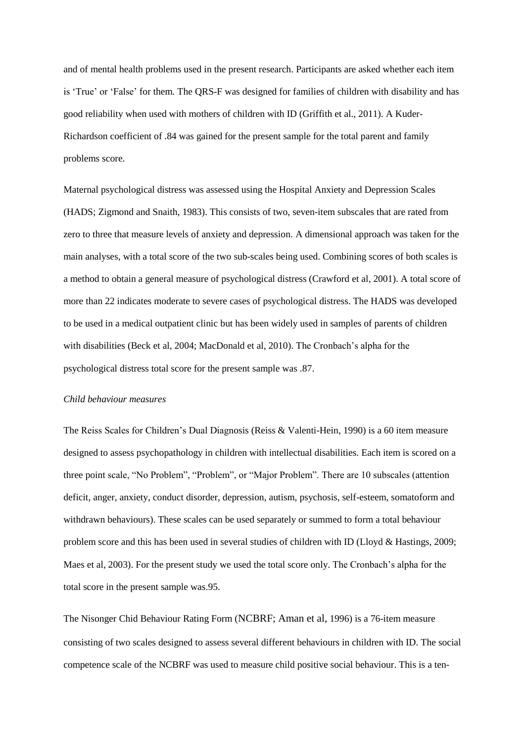and of mental health problems used in the present research. Participants are asked whether each item is 'True' or 'False' for them. The QRS-F was designed for families of children with disability and has good reliability when used with mothers of children with ID (Griffith et al., 2011). A Kuder-Richardson coefficient of .84 was gained for the present sample for the total parent and family problems score.

Maternal psychological distress was assessed using the Hospital Anxiety and Depression Scales (HADS; Zigmond and Snaith, 1983). This consists of two, seven-item subscales that are rated from zero to three that measure levels of anxiety and depression. A dimensional approach was taken for the main analyses, with a total score of the two sub-scales being used. Combining scores of both scales is a method to obtain a general measure of psychological distress (Crawford et al, 2001). A total score of more than 22 indicates moderate to severe cases of psychological distress. The HADS was developed to be used in a medical outpatient clinic but has been widely used in samples of parents of children with disabilities (Beck et al, 2004; MacDonald et al, 2010). The Cronbach's alpha for the psychological distress total score for the present sample was .87.

*Child behaviour measures*

The Reiss Scales for Children's Dual Diagnosis (Reiss & Valenti-Hein, 1990) is a 60 item measure designed to assess psychopathology in children with intellectual disabilities. Each item is scored on a three point scale, "No Problem", "Problem", or "Major Problem". There are 10 subscales (attention deficit, anger, anxiety, conduct disorder, depression, autism, psychosis, self-esteem, somatoform and withdrawn behaviours). These scales can be used separately or summed to form a total behaviour problem score and this has been used in several studies of children with ID (Lloyd & Hastings, 2009; Maes et al, 2003). For the present study we used the total score only. The Cronbach's alpha for the total score in the present sample was.95.

The Nisonger Chid Behaviour Rating Form (NCBRF; Aman et al, 1996) is a 76-item measure consisting of two scales designed to assess several different behaviours in children with ID. The social competence scale of the NCBRF was used to measure child positive social behaviour. This is a ten-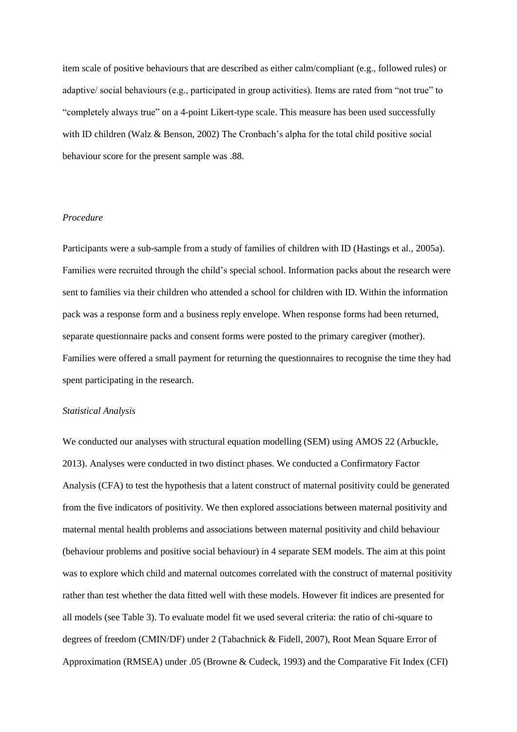item scale of positive behaviours that are described as either calm/compliant (e.g., followed rules) or adaptive/ social behaviours (e.g., participated in group activities). Items are rated from "not true" to "completely always true" on a 4-point Likert-type scale. This measure has been used successfully with ID children (Walz & Benson, 2002) The Cronbach's alpha for the total child positive social behaviour score for the present sample was .88.

*Procedure*

Participants were a sub-sample from a study of families of children with ID (Hastings et al., 2005a). Families were recruited through the child's special school. Information packs about the research were sent to families via their children who attended a school for children with ID. Within the information pack was a response form and a business reply envelope. When response forms had been returned, separate questionnaire packs and consent forms were posted to the primary caregiver (mother). Families were offered a small payment for returning the questionnaires to recognise the time they had spent participating in the research.

*Statistical Analysis*

We conducted our analyses with structural equation modelling (SEM) using AMOS 22 (Arbuckle, 2013). Analyses were conducted in two distinct phases. We conducted a Confirmatory Factor Analysis (CFA) to test the hypothesis that a latent construct of maternal positivity could be generated from the five indicators of positivity. We then explored associations between maternal positivity and maternal mental health problems and associations between maternal positivity and child behaviour (behaviour problems and positive social behaviour) in 4 separate SEM models. The aim at this point was to explore which child and maternal outcomes correlated with the construct of maternal positivity rather than test whether the data fitted well with these models. However fit indices are presented for all models (see Table 3). To evaluate model fit we used several criteria: the ratio of chi-square to degrees of freedom (CMIN/DF) under 2 (Tabachnick & Fidell, 2007), Root Mean Square Error of Approximation (RMSEA) under .05 (Browne & Cudeck, 1993) and the Comparative Fit Index (CFI)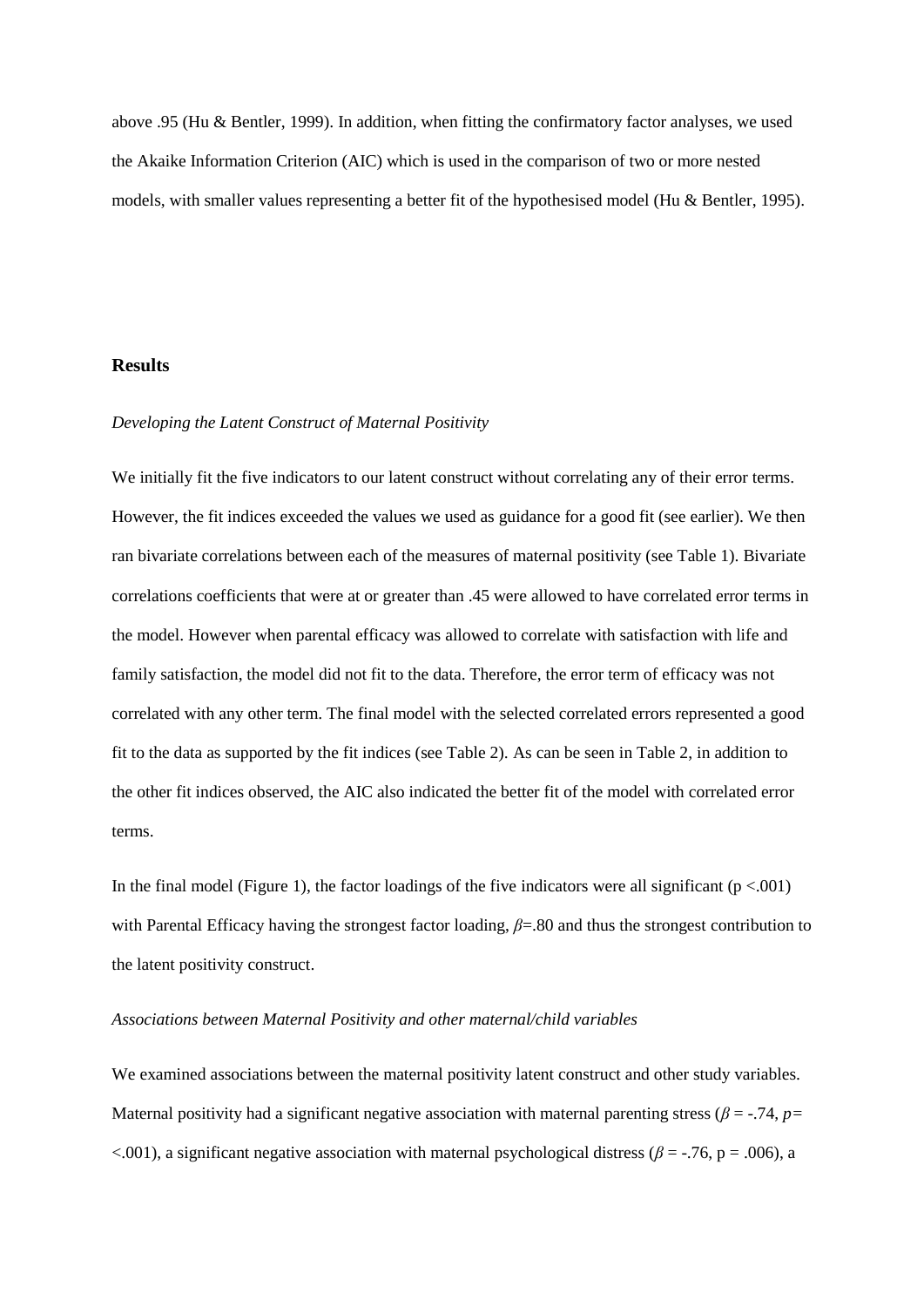above .95 (Hu & Bentler, 1999). In addition, when fitting the confirmatory factor analyses, we used the Akaike Information Criterion (AIC) which is used in the comparison of two or more nested models, with smaller values representing a better fit of the hypothesised model (Hu & Bentler, 1995).

## Results

### *Developing the Latent Construct of Maternal Positivity*

We initially fit the five indicators to our latent construct without correlating any of their error terms. However, the fit indices exceeded the values we used as guidance for a good fit (see earlier). We then ran bivariate correlations between each of the measures of maternal positivity (see Table 1). Bivariate correlations coefficients that were at or greater than .45 were allowed to have correlated error terms in the model. However when parental efficacy was allowed to correlate with satisfaction with life and family satisfaction, the model did not fit to the data. Therefore, the error term of efficacy was not correlated with any other term. The final model with the selected correlated errors represented a good fit to the data as supported by the fit indices (see Table 2). As can be seen in Table 2, in addition to the other fit indices observed, the AIC also indicated the better fit of the model with correlated error terms.

In the final model (Figure 1), the factor loadings of the five indicators were all significant ($p < .001$) with Parental Efficacy having the strongest factor loading, $\beta = .80$ and thus the strongest contribution to the latent positivity construct.

### *Associations between Maternal Positivity and other maternal/child variables*

We examined associations between the maternal positivity latent construct and other study variables. Maternal positivity had a significant negative association with maternal parenting stress ($\beta = -.74$, $p = <.001$), a significant negative association with maternal psychological distress ($\beta = -.76$, $p = .006$), a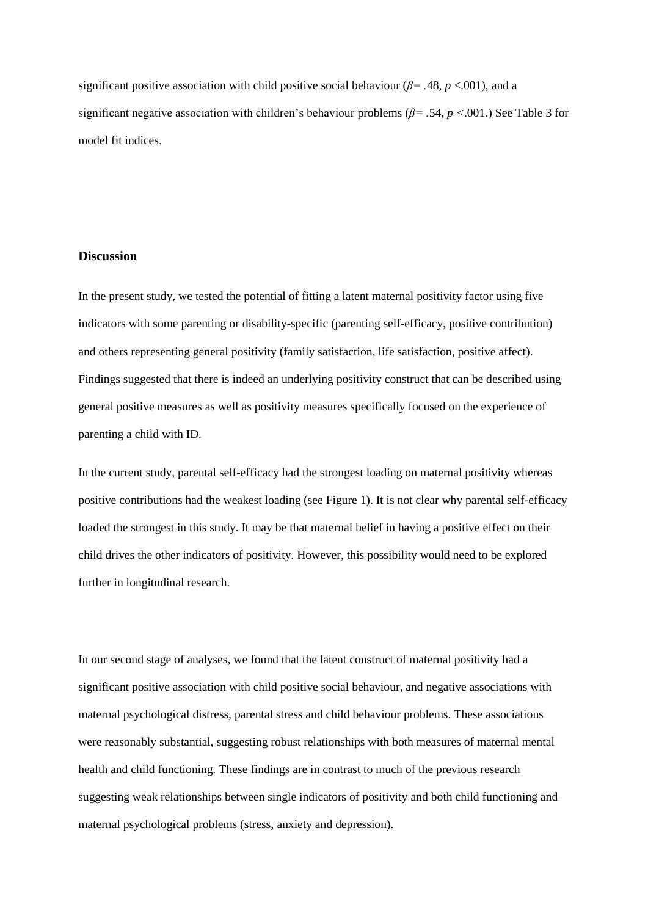significant positive association with child positive social behaviour ($\beta = .48$, $p < .001$), and a significant negative association with children's behaviour problems ($\beta = .54$, $p < .001$.) See Table 3 for model fit indices.

## Discussion

In the present study, we tested the potential of fitting a latent maternal positivity factor using five indicators with some parenting or disability-specific (parenting self-efficacy, positive contribution) and others representing general positivity (family satisfaction, life satisfaction, positive affect). Findings suggested that there is indeed an underlying positivity construct that can be described using general positive measures as well as positivity measures specifically focused on the experience of parenting a child with ID.

In the current study, parental self-efficacy had the strongest loading on maternal positivity whereas positive contributions had the weakest loading (see Figure 1). It is not clear why parental self-efficacy loaded the strongest in this study. It may be that maternal belief in having a positive effect on their child drives the other indicators of positivity. However, this possibility would need to be explored further in longitudinal research.

In our second stage of analyses, we found that the latent construct of maternal positivity had a significant positive association with child positive social behaviour, and negative associations with maternal psychological distress, parental stress and child behaviour problems. These associations were reasonably substantial, suggesting robust relationships with both measures of maternal mental health and child functioning. These findings are in contrast to much of the previous research suggesting weak relationships between single indicators of positivity and both child functioning and maternal psychological problems (stress, anxiety and depression).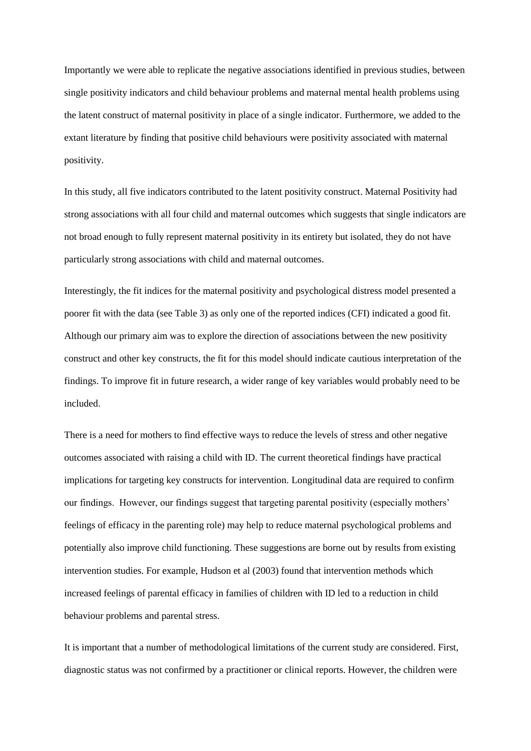Importantly we were able to replicate the negative associations identified in previous studies, between single positivity indicators and child behaviour problems and maternal mental health problems using the latent construct of maternal positivity in place of a single indicator. Furthermore, we added to the extant literature by finding that positive child behaviours were positivity associated with maternal positivity.

In this study, all five indicators contributed to the latent positivity construct. Maternal Positivity had strong associations with all four child and maternal outcomes which suggests that single indicators are not broad enough to fully represent maternal positivity in its entirety but isolated, they do not have particularly strong associations with child and maternal outcomes.

Interestingly, the fit indices for the maternal positivity and psychological distress model presented a poorer fit with the data (see Table 3) as only one of the reported indices (CFI) indicated a good fit. Although our primary aim was to explore the direction of associations between the new positivity construct and other key constructs, the fit for this model should indicate cautious interpretation of the findings. To improve fit in future research, a wider range of key variables would probably need to be included.

There is a need for mothers to find effective ways to reduce the levels of stress and other negative outcomes associated with raising a child with ID. The current theoretical findings have practical implications for targeting key constructs for intervention. Longitudinal data are required to confirm our findings. However, our findings suggest that targeting parental positivity (especially mothers' feelings of efficacy in the parenting role) may help to reduce maternal psychological problems and potentially also improve child functioning. These suggestions are borne out by results from existing intervention studies. For example, Hudson et al (2003) found that intervention methods which increased feelings of parental efficacy in families of children with ID led to a reduction in child behaviour problems and parental stress.

It is important that a number of methodological limitations of the current study are considered. First, diagnostic status was not confirmed by a practitioner or clinical reports. However, the children were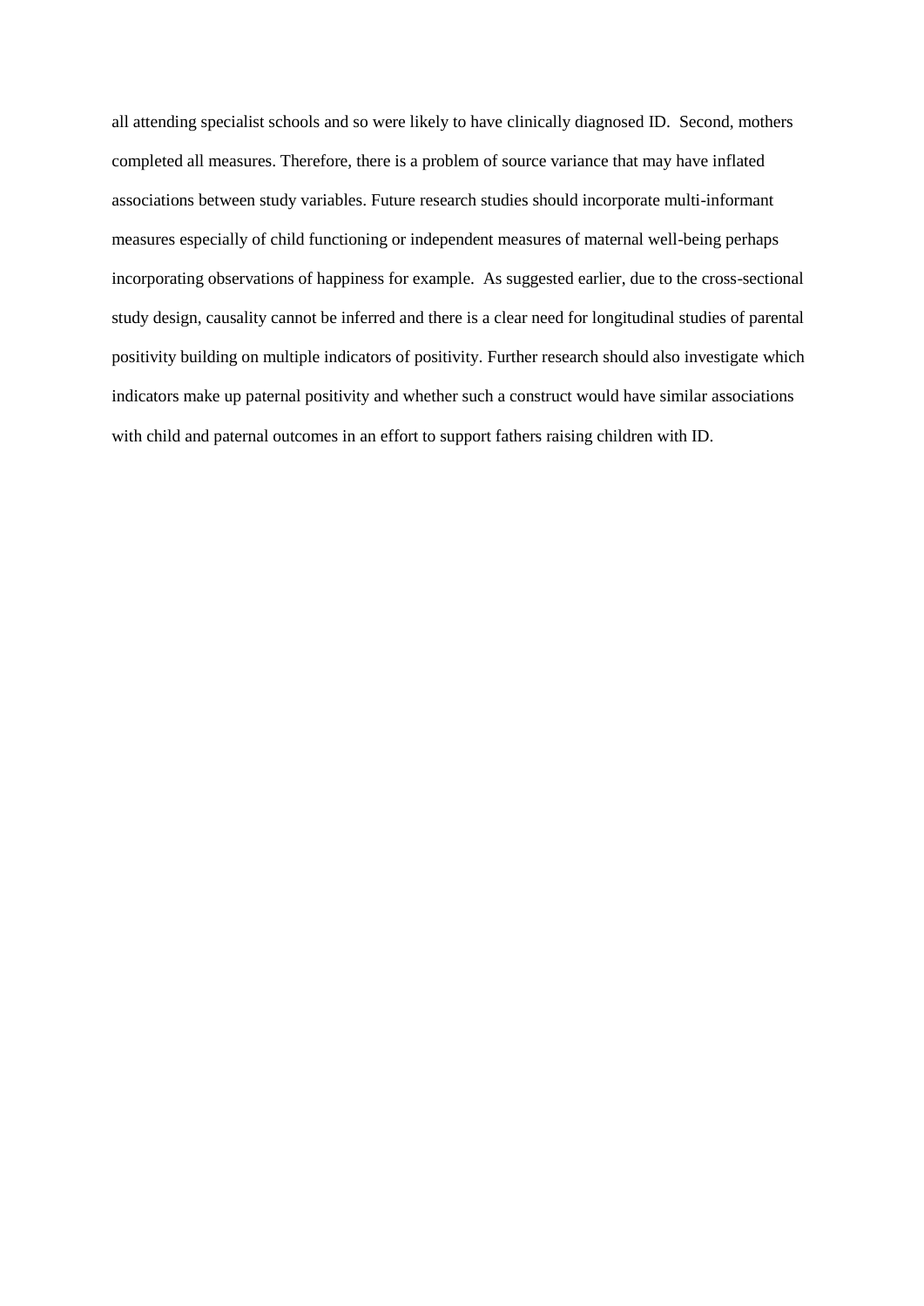all attending specialist schools and so were likely to have clinically diagnosed ID. Second, mothers completed all measures. Therefore, there is a problem of source variance that may have inflated associations between study variables. Future research studies should incorporate multi-informant measures especially of child functioning or independent measures of maternal well-being perhaps incorporating observations of happiness for example. As suggested earlier, due to the cross-sectional study design, causality cannot be inferred and there is a clear need for longitudinal studies of parental positivity building on multiple indicators of positivity. Further research should also investigate which indicators make up paternal positivity and whether such a construct would have similar associations with child and paternal outcomes in an effort to support fathers raising children with ID.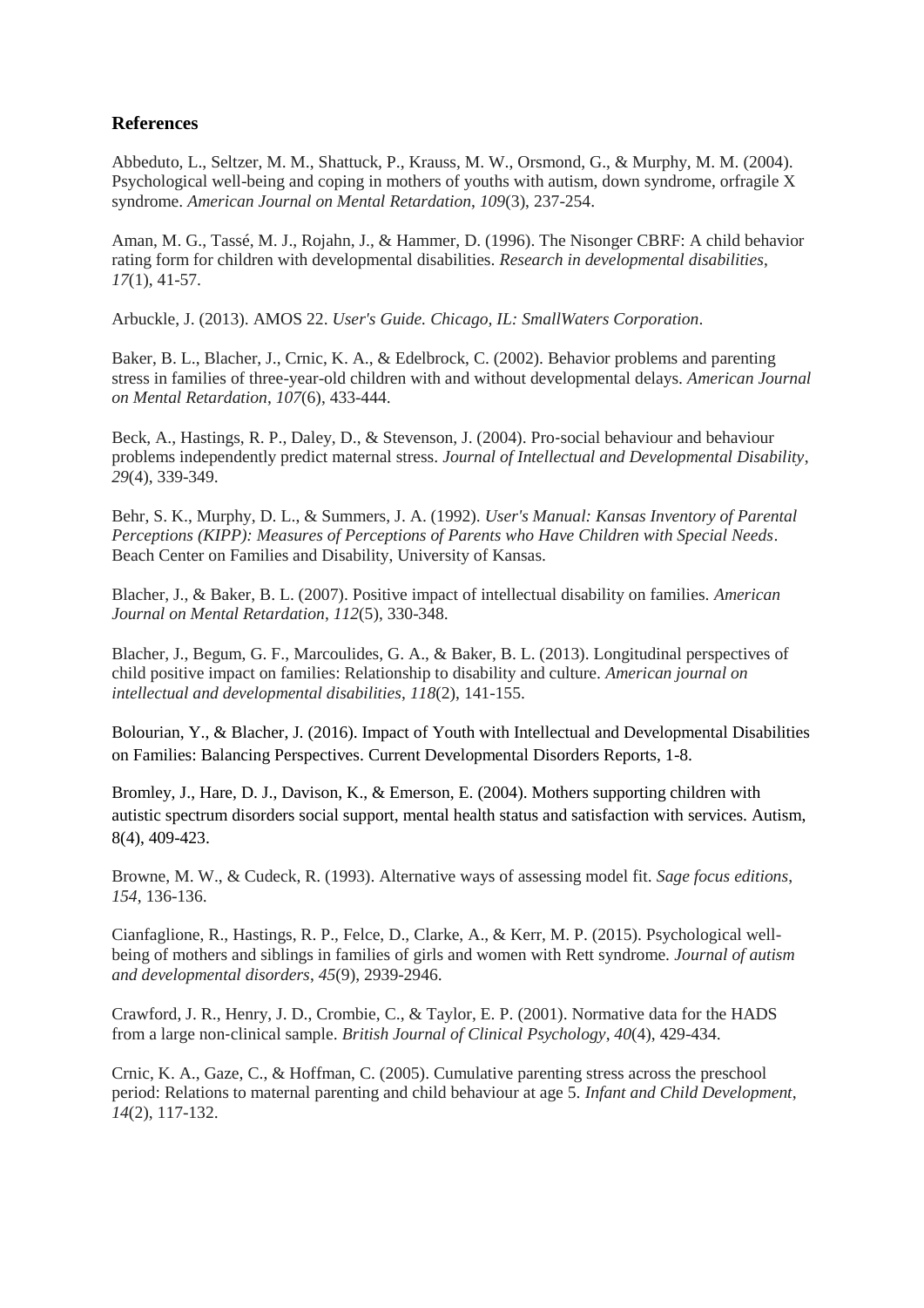## References

Abbeduto, L., Seltzer, M. M., Shattuck, P., Krauss, M. W., Orsmond, G., & Murphy, M. M. (2004). Psychological well-being and coping in mothers of youths with autism, down syndrome, orfragile X syndrome. *American Journal on Mental Retardation*, *109*(3), 237-254.

Aman, M. G., Tassé, M. J., Rojahn, J., & Hammer, D. (1996). The Nisonger CBRF: A child behavior rating form for children with developmental disabilities. *Research in developmental disabilities*, *17*(1), 41-57.

Arbuckle, J. (2013). AMOS 22. *User's Guide. Chicago, IL: SmallWaters Corporation*.

Baker, B. L., Blacher, J., Crnic, K. A., & Edelbrock, C. (2002). Behavior problems and parenting stress in families of three-year-old children with and without developmental delays. *American Journal on Mental Retardation*, *107*(6), 433-444.

Beck, A., Hastings, R. P., Daley, D., & Stevenson, J. (2004). Pro-social behaviour and behaviour problems independently predict maternal stress. *Journal of Intellectual and Developmental Disability*, *29*(4), 339-349.

Behr, S. K., Murphy, D. L., & Summers, J. A. (1992). *User's Manual: Kansas Inventory of Parental Perceptions (KIPP): Measures of Perceptions of Parents who Have Children with Special Needs*. Beach Center on Families and Disability, University of Kansas.

Blacher, J., & Baker, B. L. (2007). Positive impact of intellectual disability on families. *American Journal on Mental Retardation*, *112*(5), 330-348.

Blacher, J., Begum, G. F., Marcoulides, G. A., & Baker, B. L. (2013). Longitudinal perspectives of child positive impact on families: Relationship to disability and culture. *American journal on intellectual and developmental disabilities*, *118*(2), 141-155.

Bolourian, Y., & Blacher, J. (2016). Impact of Youth with Intellectual and Developmental Disabilities on Families: Balancing Perspectives. Current Developmental Disorders Reports, 1-8.

Bromley, J., Hare, D. J., Davison, K., & Emerson, E. (2004). Mothers supporting children with autistic spectrum disorders social support, mental health status and satisfaction with services. Autism, 8(4), 409-423.

Browne, M. W., & Cudeck, R. (1993). Alternative ways of assessing model fit. *Sage focus editions*, *154*, 136-136.

Cianfaglione, R., Hastings, R. P., Felce, D., Clarke, A., & Kerr, M. P. (2015). Psychological well-being of mothers and siblings in families of girls and women with Rett syndrome. *Journal of autism and developmental disorders*, *45*(9), 2939-2946.

Crawford, J. R., Henry, J. D., Crombie, C., & Taylor, E. P. (2001). Normative data for the HADS from a large non-clinical sample. *British Journal of Clinical Psychology*, *40*(4), 429-434.

Crnic, K. A., Gaze, C., & Hoffman, C. (2005). Cumulative parenting stress across the preschool period: Relations to maternal parenting and child behaviour at age 5. *Infant and Child Development*, *14*(2), 117-132.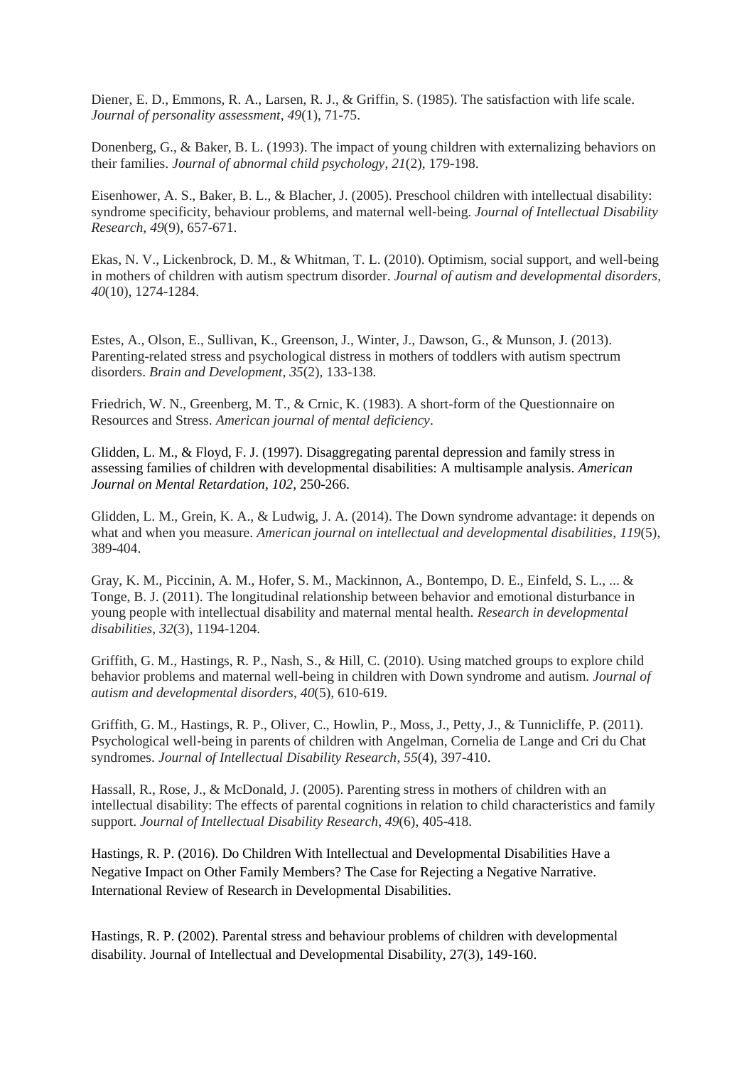Diener, E. D., Emmons, R. A., Larsen, R. J., & Griffin, S. (1985). The satisfaction with life scale. *Journal of personality assessment*, *49*(1), 71-75.

Donenberg, G., & Baker, B. L. (1993). The impact of young children with externalizing behaviors on their families. *Journal of abnormal child psychology*, *21*(2), 179-198.

Eisenhower, A. S., Baker, B. L., & Blacher, J. (2005). Preschool children with intellectual disability: syndrome specificity, behaviour problems, and maternal well-being. *Journal of Intellectual Disability Research*, *49*(9), 657-671.

Ekas, N. V., Lickenbrock, D. M., & Whitman, T. L. (2010). Optimism, social support, and well-being in mothers of children with autism spectrum disorder. *Journal of autism and developmental disorders*, *40*(10), 1274-1284.

Estes, A., Olson, E., Sullivan, K., Greenson, J., Winter, J., Dawson, G., & Munson, J. (2013). Parenting-related stress and psychological distress in mothers of toddlers with autism spectrum disorders. *Brain and Development*, *35*(2), 133-138.

Friedrich, W. N., Greenberg, M. T., & Crnic, K. (1983). A short-form of the Questionnaire on Resources and Stress. *American journal of mental deficiency*.

Glidden, L. M., & Floyd, F. J. (1997). Disaggregating parental depression and family stress in assessing families of children with developmental disabilities: A multisample analysis. *American Journal on Mental Retardation*, *102*, 250-266.

Glidden, L. M., Grein, K. A., & Ludwig, J. A. (2014). The Down syndrome advantage: it depends on what and when you measure. *American journal on intellectual and developmental disabilities*, *119*(5), 389-404.

Gray, K. M., Piccinin, A. M., Hofer, S. M., Mackinnon, A., Bontempo, D. E., Einfeld, S. L., ... & Tonge, B. J. (2011). The longitudinal relationship between behavior and emotional disturbance in young people with intellectual disability and maternal mental health. *Research in developmental disabilities*, *32*(3), 1194-1204.

Griffith, G. M., Hastings, R. P., Nash, S., & Hill, C. (2010). Using matched groups to explore child behavior problems and maternal well-being in children with Down syndrome and autism. *Journal of autism and developmental disorders*, *40*(5), 610-619.

Griffith, G. M., Hastings, R. P., Oliver, C., Howlin, P., Moss, J., Petty, J., & Tunnicliffe, P. (2011). Psychological well-being in parents of children with Angelman, Cornelia de Lange and Cri du Chat syndromes. *Journal of Intellectual Disability Research*, *55*(4), 397-410.

Hassall, R., Rose, J., & McDonald, J. (2005). Parenting stress in mothers of children with an intellectual disability: The effects of parental cognitions in relation to child characteristics and family support. *Journal of Intellectual Disability Research*, *49*(6), 405-418.

Hastings, R. P. (2016). Do Children With Intellectual and Developmental Disabilities Have a Negative Impact on Other Family Members? The Case for Rejecting a Negative Narrative. International Review of Research in Developmental Disabilities.

Hastings, R. P. (2002). Parental stress and behaviour problems of children with developmental disability. Journal of Intellectual and Developmental Disability, 27(3), 149-160.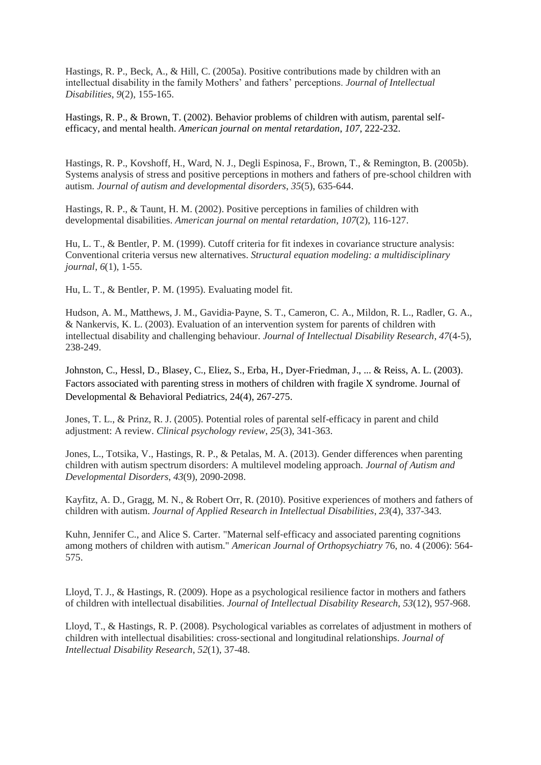Hastings, R. P., Beck, A., & Hill, C. (2005a). Positive contributions made by children with an intellectual disability in the family Mothers' and fathers' perceptions. *Journal of Intellectual Disabilities*, *9*(2), 155-165.

Hastings, R. P., & Brown, T. (2002). Behavior problems of children with autism, parental self-efficacy, and mental health. *American journal on mental retardation*, *107*, 222-232.

Hastings, R. P., Kovshoff, H., Ward, N. J., Degli Espinosa, F., Brown, T., & Remington, B. (2005b). Systems analysis of stress and positive perceptions in mothers and fathers of pre-school children with autism. *Journal of autism and developmental disorders*, *35*(5), 635-644.

Hastings, R. P., & Taunt, H. M. (2002). Positive perceptions in families of children with developmental disabilities. *American journal on mental retardation*, *107*(2), 116-127.

Hu, L. T., & Bentler, P. M. (1999). Cutoff criteria for fit indexes in covariance structure analysis: Conventional criteria versus new alternatives. *Structural equation modeling: a multidisciplinary journal*, *6*(1), 1-55.

Hu, L. T., & Bentler, P. M. (1995). Evaluating model fit.

Hudson, A. M., Matthews, J. M., Gavidia-Payne, S. T., Cameron, C. A., Mildon, R. L., Radler, G. A., & Nankervis, K. L. (2003). Evaluation of an intervention system for parents of children with intellectual disability and challenging behaviour. *Journal of Intellectual Disability Research*, *47*(4-5), 238-249.

Johnston, C., Hessl, D., Blasey, C., Eliez, S., Erba, H., Dyer-Friedman, J., ... & Reiss, A. L. (2003). Factors associated with parenting stress in mothers of children with fragile X syndrome. Journal of Developmental & Behavioral Pediatrics, 24(4), 267-275.

Jones, T. L., & Prinz, R. J. (2005). Potential roles of parental self-efficacy in parent and child adjustment: A review. *Clinical psychology review*, *25*(3), 341-363.

Jones, L., Totsika, V., Hastings, R. P., & Petalas, M. A. (2013). Gender differences when parenting children with autism spectrum disorders: A multilevel modeling approach. *Journal of Autism and Developmental Disorders*, *43*(9), 2090-2098.

Kayfitz, A. D., Gragg, M. N., & Robert Orr, R. (2010). Positive experiences of mothers and fathers of children with autism. *Journal of Applied Research in Intellectual Disabilities*, *23*(4), 337-343.

Kuhn, Jennifer C., and Alice S. Carter. "Maternal self-efficacy and associated parenting cognitions among mothers of children with autism." *American Journal of Orthopsychiatry* 76, no. 4 (2006): 564-575.

Lloyd, T. J., & Hastings, R. (2009). Hope as a psychological resilience factor in mothers and fathers of children with intellectual disabilities. *Journal of Intellectual Disability Research*, *53*(12), 957-968.

Lloyd, T., & Hastings, R. P. (2008). Psychological variables as correlates of adjustment in mothers of children with intellectual disabilities: cross-sectional and longitudinal relationships. *Journal of Intellectual Disability Research*, *52*(1), 37-48.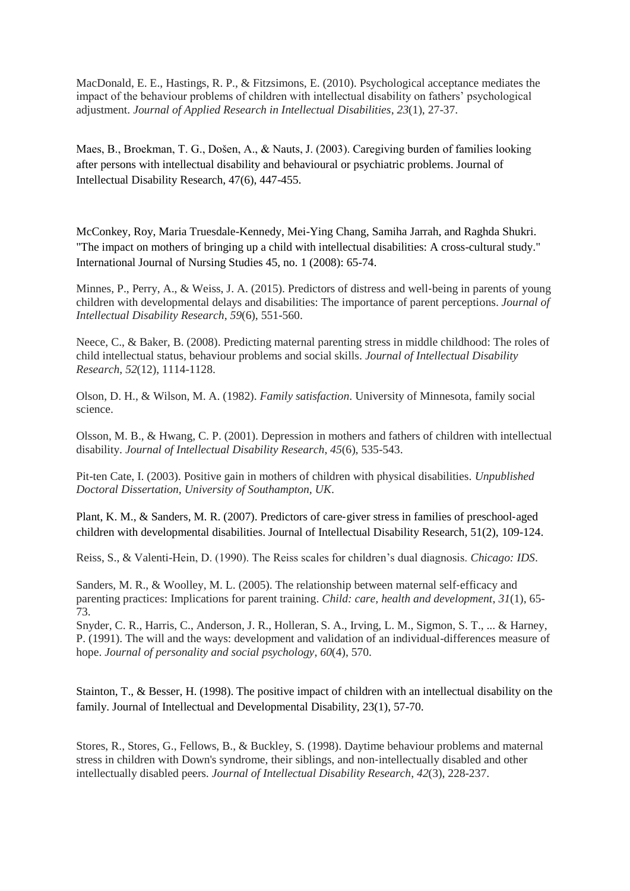MacDonald, E. E., Hastings, R. P., & Fitzsimons, E. (2010). Psychological acceptance mediates the impact of the behaviour problems of children with intellectual disability on fathers' psychological adjustment. *Journal of Applied Research in Intellectual Disabilities*, *23*(1), 27-37.

Maes, B., Broekman, T. G., Došen, A., & Nauts, J. (2003). Caregiving burden of families looking after persons with intellectual disability and behavioural or psychiatric problems. Journal of Intellectual Disability Research, 47(6), 447-455.

McConkey, Roy, Maria Truesdale-Kennedy, Mei-Ying Chang, Samiha Jarrah, and Raghda Shukri. "The impact on mothers of bringing up a child with intellectual disabilities: A cross-cultural study." International Journal of Nursing Studies 45, no. 1 (2008): 65-74.

Minnes, P., Perry, A., & Weiss, J. A. (2015). Predictors of distress and well‐being in parents of young children with developmental delays and disabilities: The importance of parent perceptions. *Journal of Intellectual Disability Research*, *59*(6), 551-560.

Neece, C., & Baker, B. (2008). Predicting maternal parenting stress in middle childhood: The roles of child intellectual status, behaviour problems and social skills. *Journal of Intellectual Disability Research*, *52*(12), 1114-1128.

Olson, D. H., & Wilson, M. A. (1982). *Family satisfaction*. University of Minnesota, family social science.

Olsson, M. B., & Hwang, C. P. (2001). Depression in mothers and fathers of children with intellectual disability. *Journal of Intellectual Disability Research*, *45*(6), 535-543.

Pit-ten Cate, I. (2003). Positive gain in mothers of children with physical disabilities. *Unpublished Doctoral Dissertation, University of Southampton, UK*.

Plant, K. M., & Sanders, M. R. (2007). Predictors of care‐giver stress in families of preschool‐aged children with developmental disabilities. Journal of Intellectual Disability Research, 51(2), 109-124.

Reiss, S., & Valenti-Hein, D. (1990). The Reiss scales for children's dual diagnosis. *Chicago: IDS*.

Sanders, M. R., & Woolley, M. L. (2005). The relationship between maternal self‐efficacy and parenting practices: Implications for parent training. *Child: care, health and development*, *31*(1), 65-73.

Snyder, C. R., Harris, C., Anderson, J. R., Holleran, S. A., Irving, L. M., Sigmon, S. T., ... & Harney, P. (1991). The will and the ways: development and validation of an individual-differences measure of hope. *Journal of personality and social psychology*, *60*(4), 570.

Stainton, T., & Besser, H. (1998). The positive impact of children with an intellectual disability on the family. Journal of Intellectual and Developmental Disability, 23(1), 57-70.

Stores, R., Stores, G., Fellows, B., & Buckley, S. (1998). Daytime behaviour problems and maternal stress in children with Down's syndrome, their siblings, and non‐intellectually disabled and other intellectually disabled peers. *Journal of Intellectual Disability Research*, *42*(3), 228-237.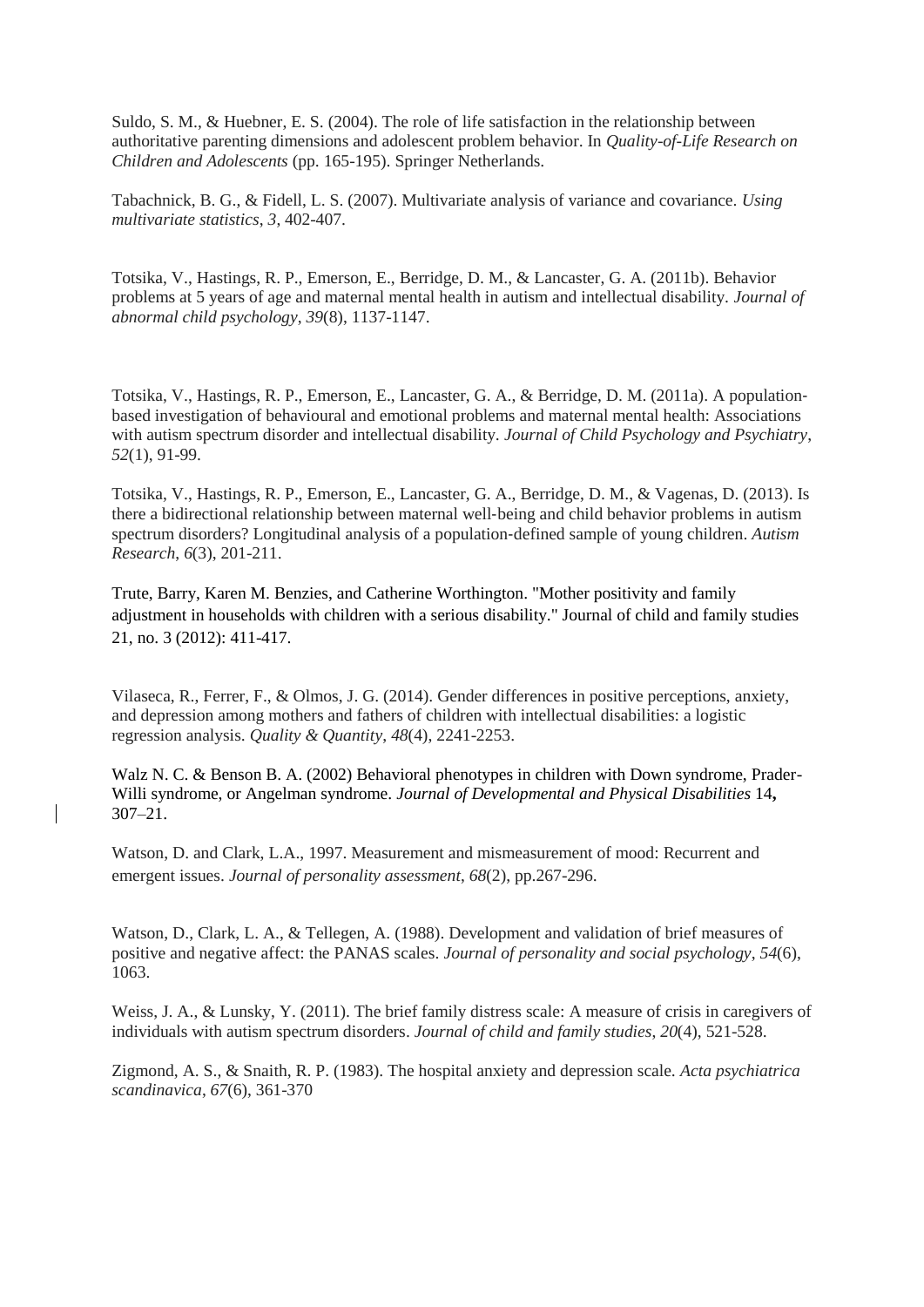Suldo, S. M., & Huebner, E. S. (2004). The role of life satisfaction in the relationship between authoritative parenting dimensions and adolescent problem behavior. In *Quality-of-Life Research on Children and Adolescents* (pp. 165-195). Springer Netherlands.

Tabachnick, B. G., & Fidell, L. S. (2007). Multivariate analysis of variance and covariance. *Using multivariate statistics*, *3*, 402-407.

Totsika, V., Hastings, R. P., Emerson, E., Berridge, D. M., & Lancaster, G. A. (2011b). Behavior problems at 5 years of age and maternal mental health in autism and intellectual disability. *Journal of abnormal child psychology*, *39*(8), 1137-1147.

Totsika, V., Hastings, R. P., Emerson, E., Lancaster, G. A., & Berridge, D. M. (2011a). A population-based investigation of behavioural and emotional problems and maternal mental health: Associations with autism spectrum disorder and intellectual disability. *Journal of Child Psychology and Psychiatry*, *52*(1), 91-99.

Totsika, V., Hastings, R. P., Emerson, E., Lancaster, G. A., Berridge, D. M., & Vagenas, D. (2013). Is there a bidirectional relationship between maternal well-being and child behavior problems in autism spectrum disorders? Longitudinal analysis of a population-defined sample of young children. *Autism Research*, *6*(3), 201-211.

Trute, Barry, Karen M. Benzies, and Catherine Worthington. "Mother positivity and family adjustment in households with children with a serious disability." Journal of child and family studies 21, no. 3 (2012): 411-417.

Vilaseca, R., Ferrer, F., & Olmos, J. G. (2014). Gender differences in positive perceptions, anxiety, and depression among mothers and fathers of children with intellectual disabilities: a logistic regression analysis. *Quality & Quantity*, *48*(4), 2241-2253.

Walz N. C. & Benson B. A. (2002) Behavioral phenotypes in children with Down syndrome, Prader-Willi syndrome, or Angelman syndrome. *Journal of Developmental and Physical Disabilities* 14**,** 307–21.

Watson, D. and Clark, L.A., 1997. Measurement and mismeasurement of mood: Recurrent and emergent issues. *Journal of personality assessment*, *68*(2), pp.267-296.

Watson, D., Clark, L. A., & Tellegen, A. (1988). Development and validation of brief measures of positive and negative affect: the PANAS scales. *Journal of personality and social psychology*, *54*(6), 1063.

Weiss, J. A., & Lunsky, Y. (2011). The brief family distress scale: A measure of crisis in caregivers of individuals with autism spectrum disorders. *Journal of child and family studies*, *20*(4), 521-528.

Zigmond, A. S., & Snaith, R. P. (1983). The hospital anxiety and depression scale. *Acta psychiatrica scandinavica*, *67*(6), 361-370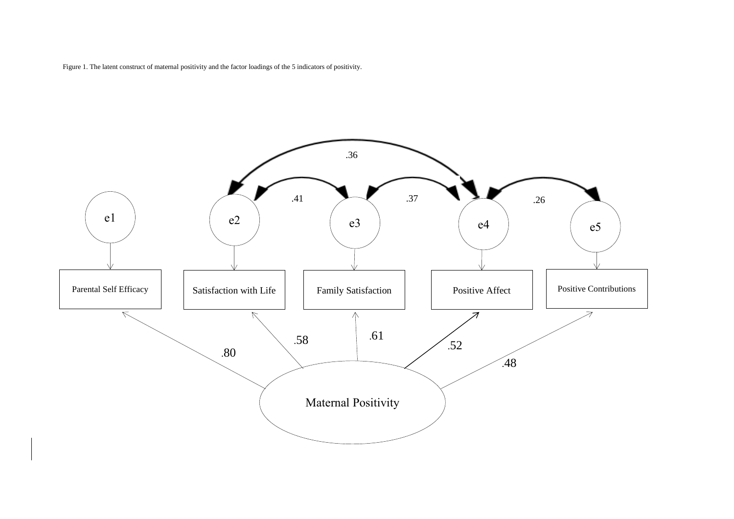Figure 1. The latent construct of maternal positivity and the factor loadings of the 5 indicators of positivity.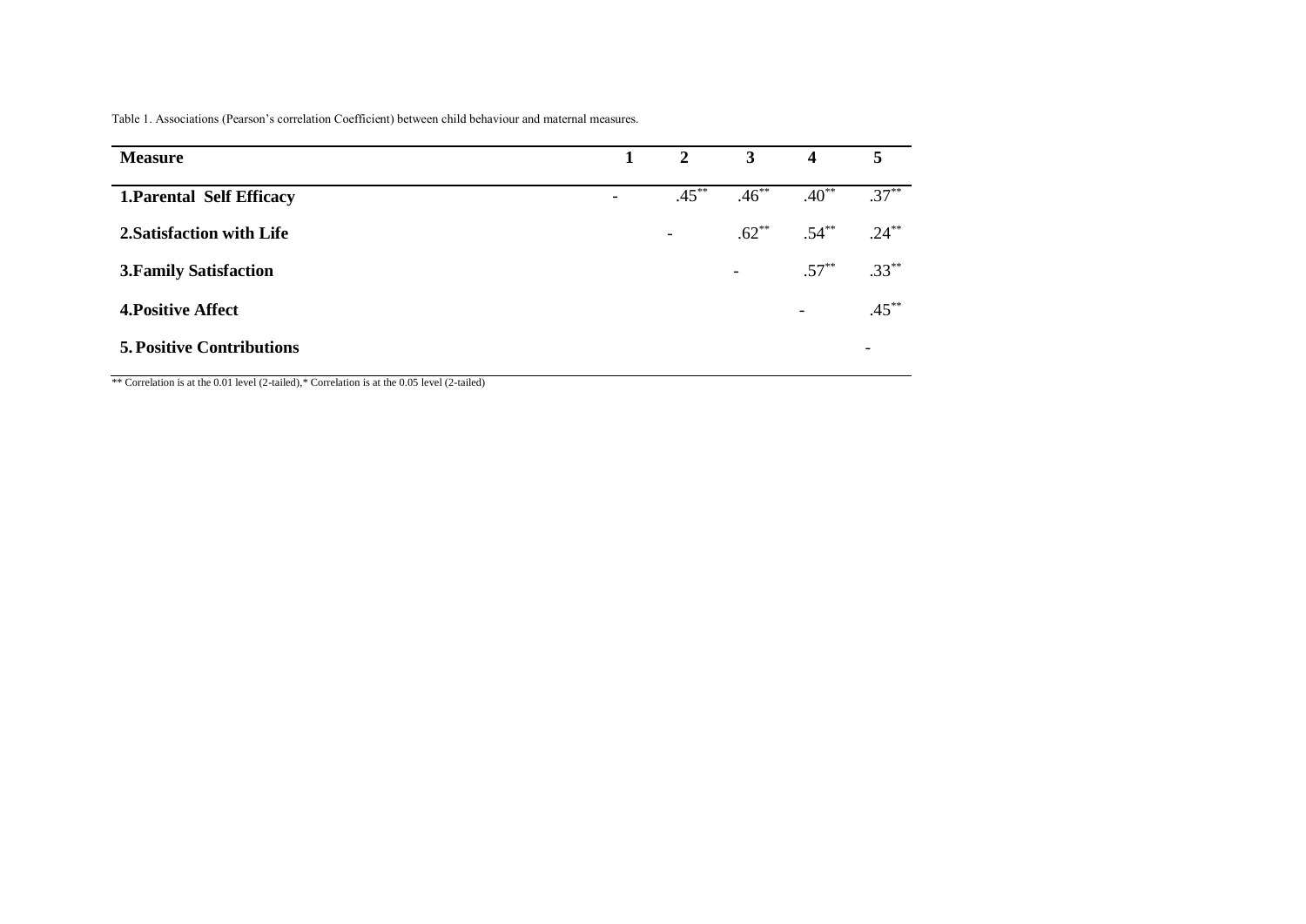Table 1. Associations (Pearson's correlation Coefficient) between child behaviour and maternal measures.

| **Measure** | **1** | **2** | **3** | **4** | **5** |
|---|---|---|---|---|---|
| **1.Parental Self Efficacy** | - | .45** | .46** | .40** | .37** |
| **2.Satisfaction with Life** | | - | .62** | .54** | .24** |
| **3.Family Satisfaction** | | | - | .57** | .33** |
| **4.Positive Affect** | | | | - | .45** |
| **5. Positive Contributions** | | | | | - |

** Correlation is at the 0.01 level (2-tailed),* Correlation is at the 0.05 level (2-tailed)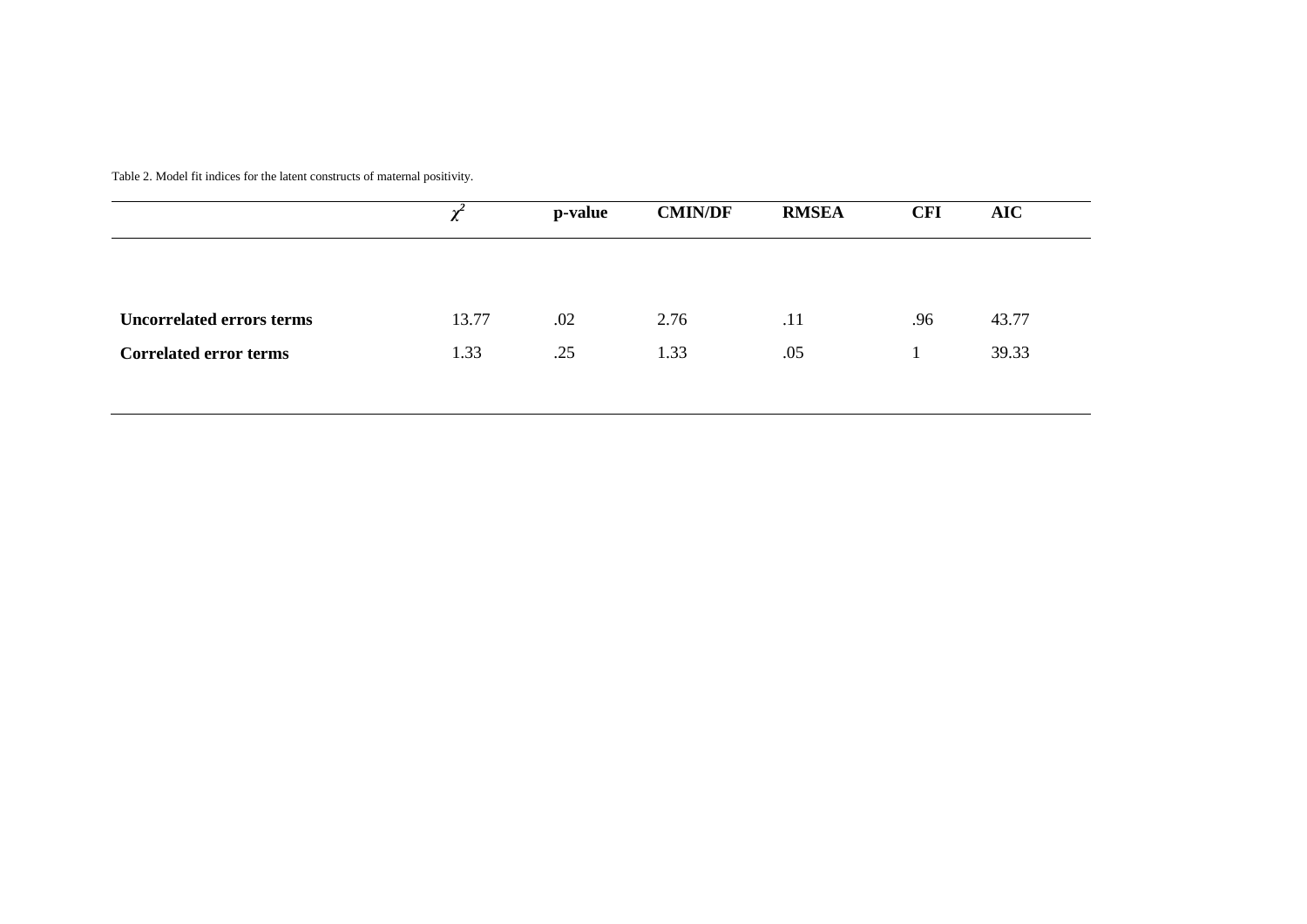Table 2. Model fit indices for the latent constructs of maternal positivity.

| | $\chi^2$ | p-value | CMIN/DF | RMSEA | CFI | AIC |
|---|---|---|---|---|---|---|
| **Uncorrelated errors terms** | 13.77 | .02 | 2.76 | .11 | .96 | 43.77 |
| **Correlated error terms** | 1.33 | .25 | 1.33 | .05 | 1 | 39.33 |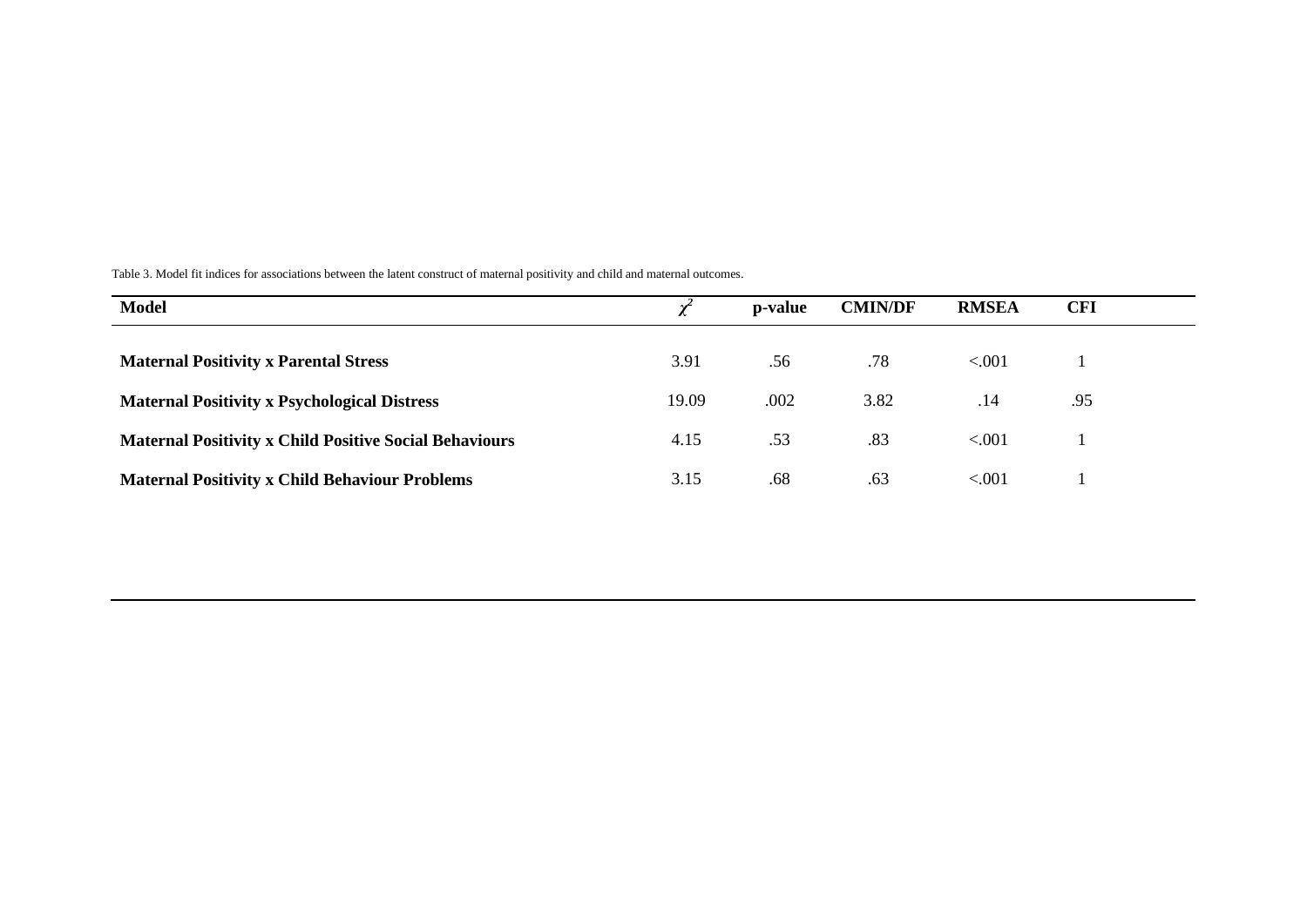Table 3. Model fit indices for associations between the latent construct of maternal positivity and child and maternal outcomes.

| Model | $\chi^2$ | p-value | CMIN/DF | RMSEA | CFI |
|---|---|---|---|---|---|
| **Maternal Positivity x Parental Stress** | 3.91 | .56 | .78 | <.001 | 1 |
| **Maternal Positivity x Psychological Distress** | 19.09 | .002 | 3.82 | .14 | .95 |
| **Maternal Positivity x Child Positive Social Behaviours** | 4.15 | .53 | .83 | <.001 | 1 |
| **Maternal Positivity x Child Behaviour Problems** | 3.15 | .68 | .63 | <.001 | 1 |